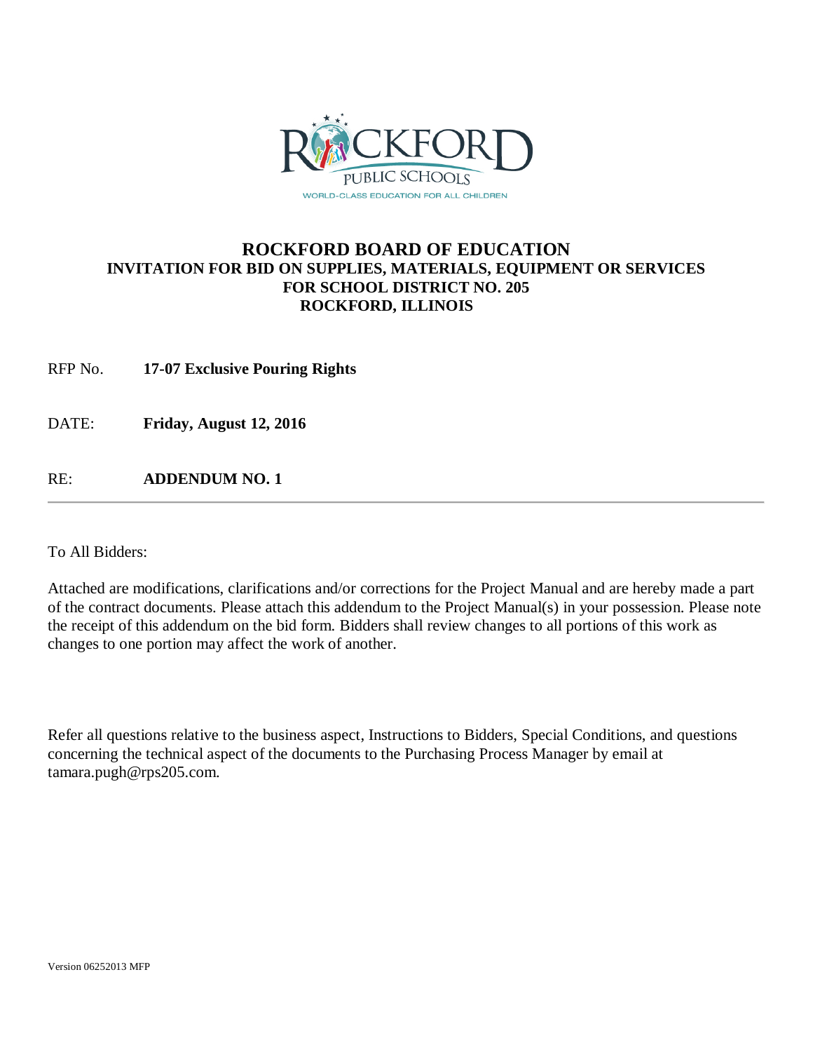# ROCKFORD BOARD OF EDUCATION

## INVITATION FOR BID ON SUPPLIES, MATERIALS, EQUIPMENT OR SERVICES FOR SCHOOL DISTRICT NO. 205 ROCKFORD, ILLINOIS

RFP No. **17-07 Exclusive Pouring Rights**

DATE: **Friday, August 12, 2016**

RE: **ADDENDUM NO. 1**

---

To All Bidders:

Attached are modifications, clarifications and/or corrections for the Project Manual and are hereby made a part of the contract documents. Please attach this addendum to the Project Manual(s) in your possession. Please note the receipt of this addendum on the bid form. Bidders shall review changes to all portions of this work as changes to one portion may affect the work of another.

Refer all questions relative to the business aspect, Instructions to Bidders, Special Conditions, and questions concerning the technical aspect of the documents to the Purchasing Process Manager by email at tamara.pugh@rps205.com.

Version 06252013 MFP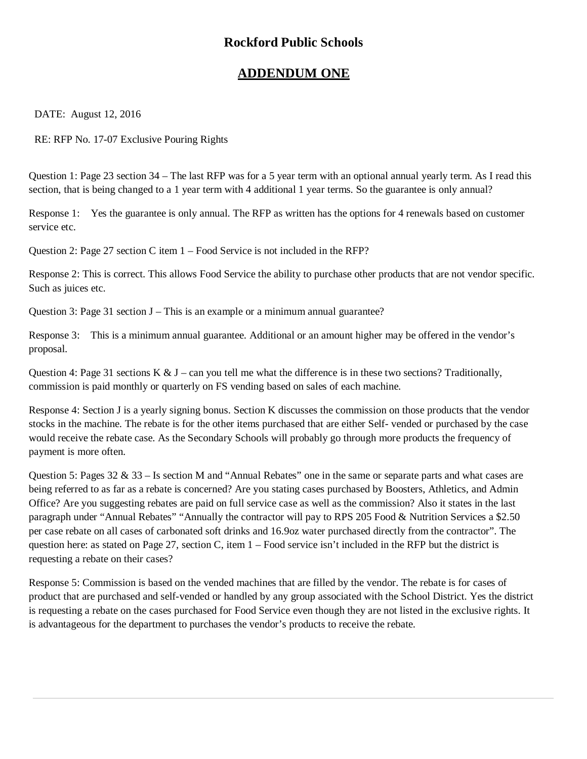# Rockford Public Schools

## ADDENDUM ONE

DATE: August 12, 2016

RE: RFP No. 17-07 Exclusive Pouring Rights

Question 1: Page 23 section 34 – The last RFP was for a 5 year term with an optional annual yearly term. As I read this section, that is being changed to a 1 year term with 4 additional 1 year terms. So the guarantee is only annual?

Response 1: Yes the guarantee is only annual. The RFP as written has the options for 4 renewals based on customer service etc.

Question 2: Page 27 section C item 1 – Food Service is not included in the RFP?

Response 2: This is correct. This allows Food Service the ability to purchase other products that are not vendor specific. Such as juices etc.

Question 3: Page 31 section J – This is an example or a minimum annual guarantee?

Response 3: This is a minimum annual guarantee. Additional or an amount higher may be offered in the vendor's proposal.

Question 4: Page 31 sections K & J – can you tell me what the difference is in these two sections? Traditionally, commission is paid monthly or quarterly on FS vending based on sales of each machine.

Response 4: Section J is a yearly signing bonus. Section K discusses the commission on those products that the vendor stocks in the machine. The rebate is for the other items purchased that are either Self- vended or purchased by the case would receive the rebate case. As the Secondary Schools will probably go through more products the frequency of payment is more often.

Question 5: Pages 32 & 33 – Is section M and "Annual Rebates" one in the same or separate parts and what cases are being referred to as far as a rebate is concerned? Are you stating cases purchased by Boosters, Athletics, and Admin Office? Are you suggesting rebates are paid on full service case as well as the commission? Also it states in the last paragraph under "Annual Rebates" "Annually the contractor will pay to RPS 205 Food & Nutrition Services a $2.50 per case rebate on all cases of carbonated soft drinks and 16.9oz water purchased directly from the contractor". The question here: as stated on Page 27, section C, item 1 – Food service isn't included in the RFP but the district is requesting a rebate on their cases?

Response 5: Commission is based on the vended machines that are filled by the vendor. The rebate is for cases of product that are purchased and self-vended or handled by any group associated with the School District. Yes the district is requesting a rebate on the cases purchased for Food Service even though they are not listed in the exclusive rights. It is advantageous for the department to purchases the vendor's products to receive the rebate.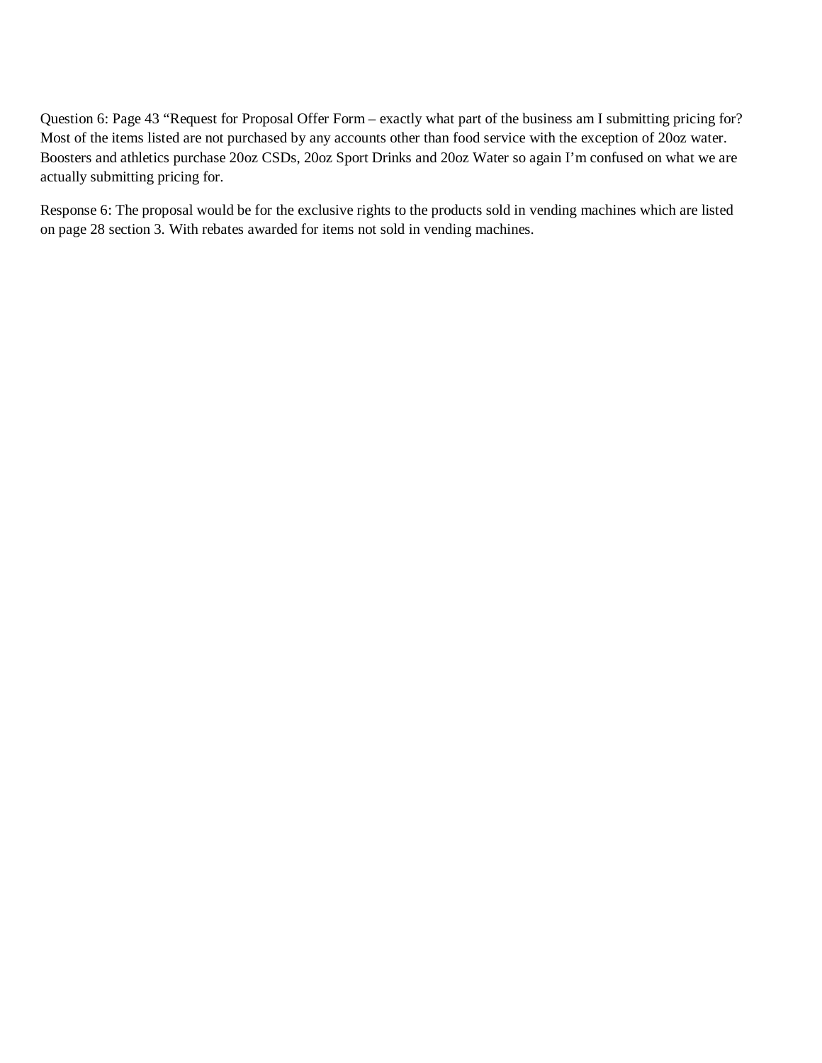Question 6: Page 43 "Request for Proposal Offer Form – exactly what part of the business am I submitting pricing for? Most of the items listed are not purchased by any accounts other than food service with the exception of 20oz water. Boosters and athletics purchase 20oz CSDs, 20oz Sport Drinks and 20oz Water so again I'm confused on what we are actually submitting pricing for.

Response 6: The proposal would be for the exclusive rights to the products sold in vending machines which are listed on page 28 section 3. With rebates awarded for items not sold in vending machines.